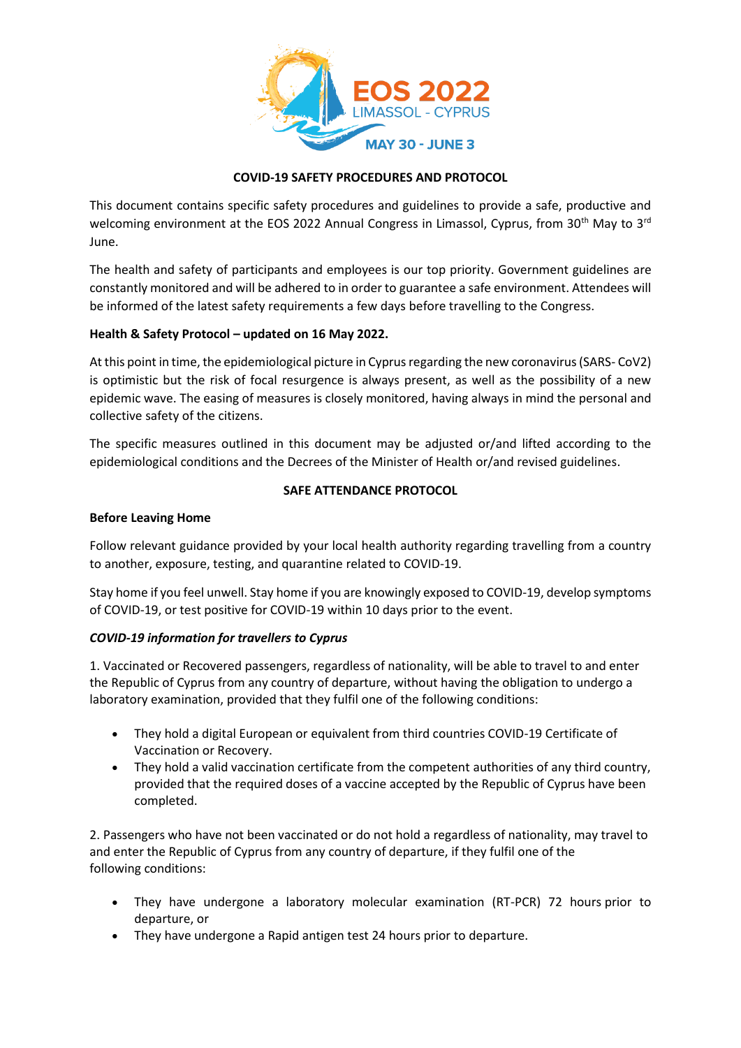EOS 2022
LIMASSOL - CYPRUS
MAY 30 - JUNE 3

## COVID-19 SAFETY PROCEDURES AND PROTOCOL

This document contains specific safety procedures and guidelines to provide a safe, productive and welcoming environment at the EOS 2022 Annual Congress in Limassol, Cyprus, from 30th May to 3rd June.

The health and safety of participants and employees is our top priority. Government guidelines are constantly monitored and will be adhered to in order to guarantee a safe environment. Attendees will be informed of the latest safety requirements a few days before travelling to the Congress.

**Health & Safety Protocol – updated on 16 May 2022.**

At this point in time, the epidemiological picture in Cyprus regarding the new coronavirus (SARS- CoV2) is optimistic but the risk of focal resurgence is always present, as well as the possibility of a new epidemic wave. The easing of measures is closely monitored, having always in mind the personal and collective safety of the citizens.

The specific measures outlined in this document may be adjusted or/and lifted according to the epidemiological conditions and the Decrees of the Minister of Health or/and revised guidelines.

## SAFE ATTENDANCE PROTOCOL

**Before Leaving Home**

Follow relevant guidance provided by your local health authority regarding travelling from a country to another, exposure, testing, and quarantine related to COVID-19.

Stay home if you feel unwell. Stay home if you are knowingly exposed to COVID-19, develop symptoms of COVID-19, or test positive for COVID-19 within 10 days prior to the event.

***COVID-19 information for travellers to Cyprus***

1. Vaccinated or Recovered passengers, regardless of nationality, will be able to travel to and enter the Republic of Cyprus from any country of departure, without having the obligation to undergo a laboratory examination, provided that they fulfil one of the following conditions:

- They hold a digital European or equivalent from third countries COVID-19 Certificate of Vaccination or Recovery.
- They hold a valid vaccination certificate from the competent authorities of any third country, provided that the required doses of a vaccine accepted by the Republic of Cyprus have been completed.

2. Passengers who have not been vaccinated or do not hold a regardless of nationality, may travel to and enter the Republic of Cyprus from any country of departure, if they fulfil one of the following conditions:

- They have undergone a laboratory molecular examination (RT-PCR) 72 hours prior to departure, or
- They have undergone a Rapid antigen test 24 hours prior to departure.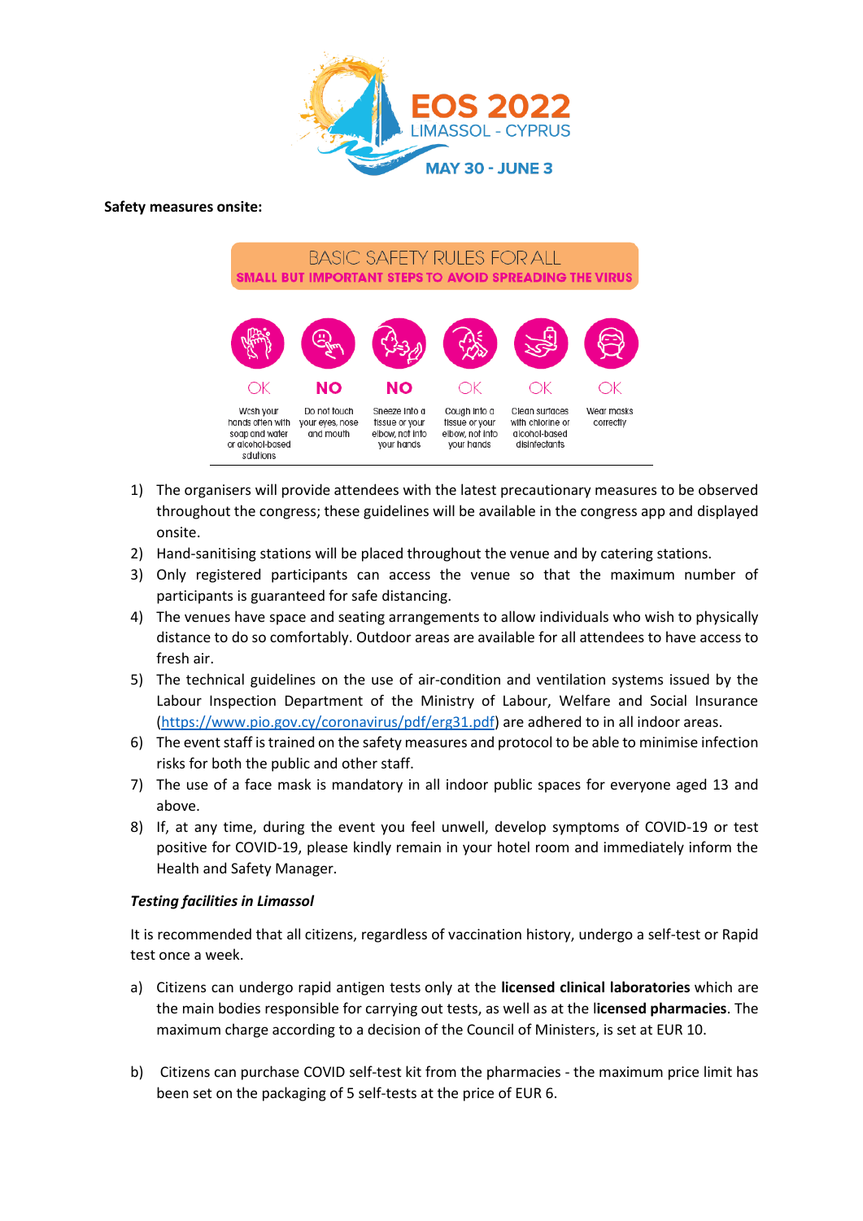EOS 2022
LIMASSOL - CYPRUS
MAY 30 - JUNE 3

**Safety measures onsite:**

BASIC SAFETY RULES FOR ALL
**SMALL BUT IMPORTANT STEPS TO AVOID SPREADING THE VIRUS**

| OK | NO | NO | OK | OK | OK |
|---|---|---|---|---|---|
| Wash your hands often with soap and water or alcohol-based solutions | Do not touch your eyes, nose and mouth | Sneeze into a tissue or your elbow, not into your hands | Cough into a tissue or your elbow, not into your hands | Clean surfaces with chlorine or alcohol-based disinfectants | Wear masks correctly |

1) The organisers will provide attendees with the latest precautionary measures to be observed throughout the congress; these guidelines will be available in the congress app and displayed onsite.
2) Hand-sanitising stations will be placed throughout the venue and by catering stations.
3) Only registered participants can access the venue so that the maximum number of participants is guaranteed for safe distancing.
4) The venues have space and seating arrangements to allow individuals who wish to physically distance to do so comfortably. Outdoor areas are available for all attendees to have access to fresh air.
5) The technical guidelines on the use of air-condition and ventilation systems issued by the Labour Inspection Department of the Ministry of Labour, Welfare and Social Insurance (https://www.pio.gov.cy/coronavirus/pdf/erg31.pdf) are adhered to in all indoor areas.
6) The event staff is trained on the safety measures and protocol to be able to minimise infection risks for both the public and other staff.
7) The use of a face mask is mandatory in all indoor public spaces for everyone aged 13 and above.
8) If, at any time, during the event you feel unwell, develop symptoms of COVID-19 or test positive for COVID-19, please kindly remain in your hotel room and immediately inform the Health and Safety Manager.

***Testing facilities in Limassol***

It is recommended that all citizens, regardless of vaccination history, undergo a self-test or Rapid test once a week.

a) Citizens can undergo rapid antigen tests only at the **licensed clinical laboratories** which are the main bodies responsible for carrying out tests, as well as at the l**icensed pharmacies**. The maximum charge according to a decision of the Council of Ministers, is set at EUR 10.

b) Citizens can purchase COVID self-test kit from the pharmacies - the maximum price limit has been set on the packaging of 5 self-tests at the price of EUR 6.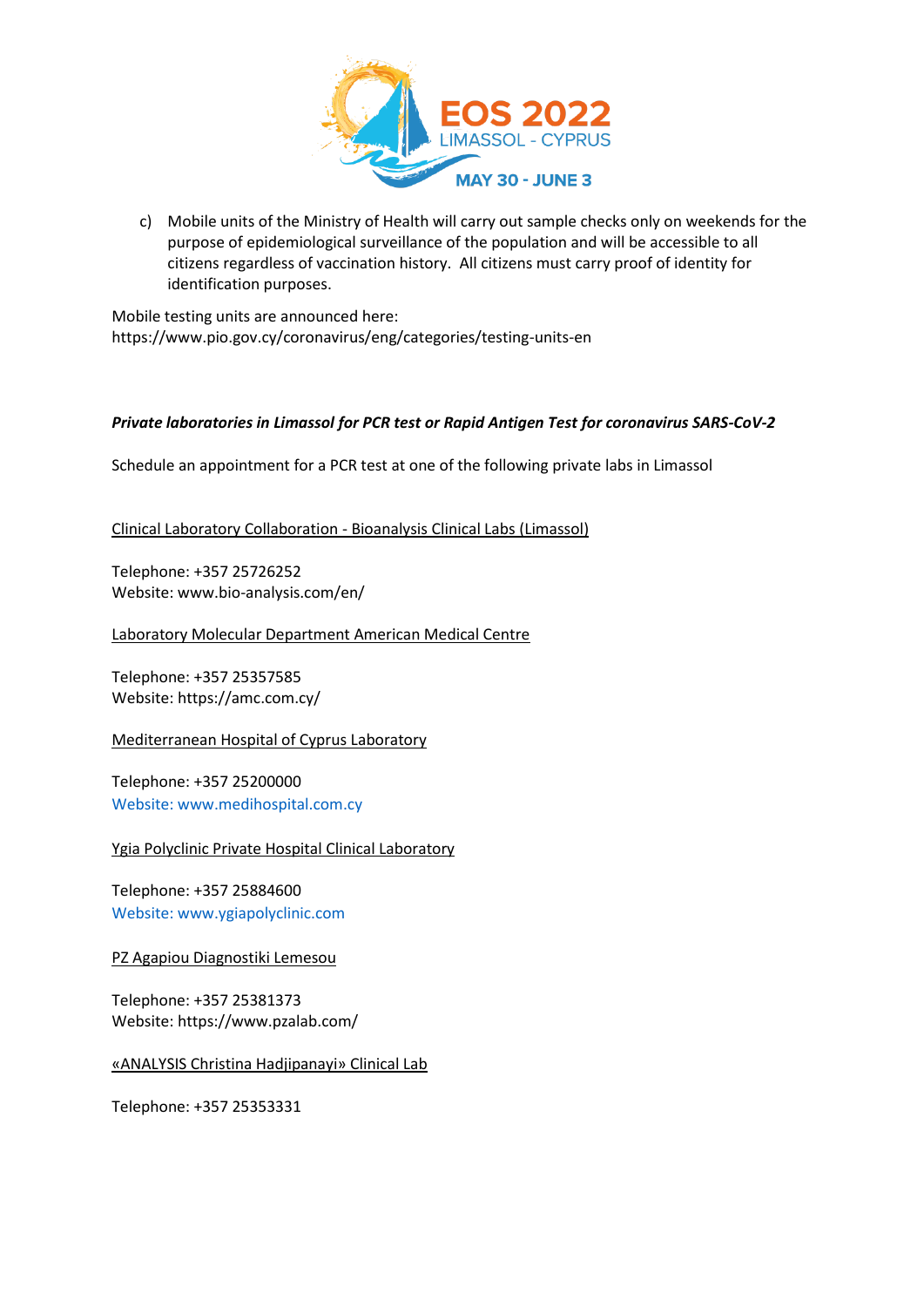c) Mobile units of the Ministry of Health will carry out sample checks only on weekends for the purpose of epidemiological surveillance of the population and will be accessible to all citizens regardless of vaccination history. All citizens must carry proof of identity for identification purposes.

Mobile testing units are announced here:
https://www.pio.gov.cy/coronavirus/eng/categories/testing-units-en

***Private laboratories in Limassol for PCR test or Rapid Antigen Test for coronavirus SARS-CoV-2***

Schedule an appointment for a PCR test at one of the following private labs in Limassol

Clinical Laboratory Collaboration - Bioanalysis Clinical Labs (Limassol)

Telephone: +357 25726252
Website: www.bio-analysis.com/en/

Laboratory Molecular Department American Medical Centre

Telephone: +357 25357585
Website: https://amc.com.cy/

Mediterranean Hospital of Cyprus Laboratory

Telephone: +357 25200000
Website: www.medihospital.com.cy

Ygia Polyclinic Private Hospital Clinical Laboratory

Telephone: +357 25884600
Website: www.ygiapolyclinic.com

PZ Agapiou Diagnostiki Lemesou

Telephone: +357 25381373
Website: https://www.pzalab.com/

«ANALYSIS Christina Hadjipanayi» Clinical Lab

Telephone: +357 25353331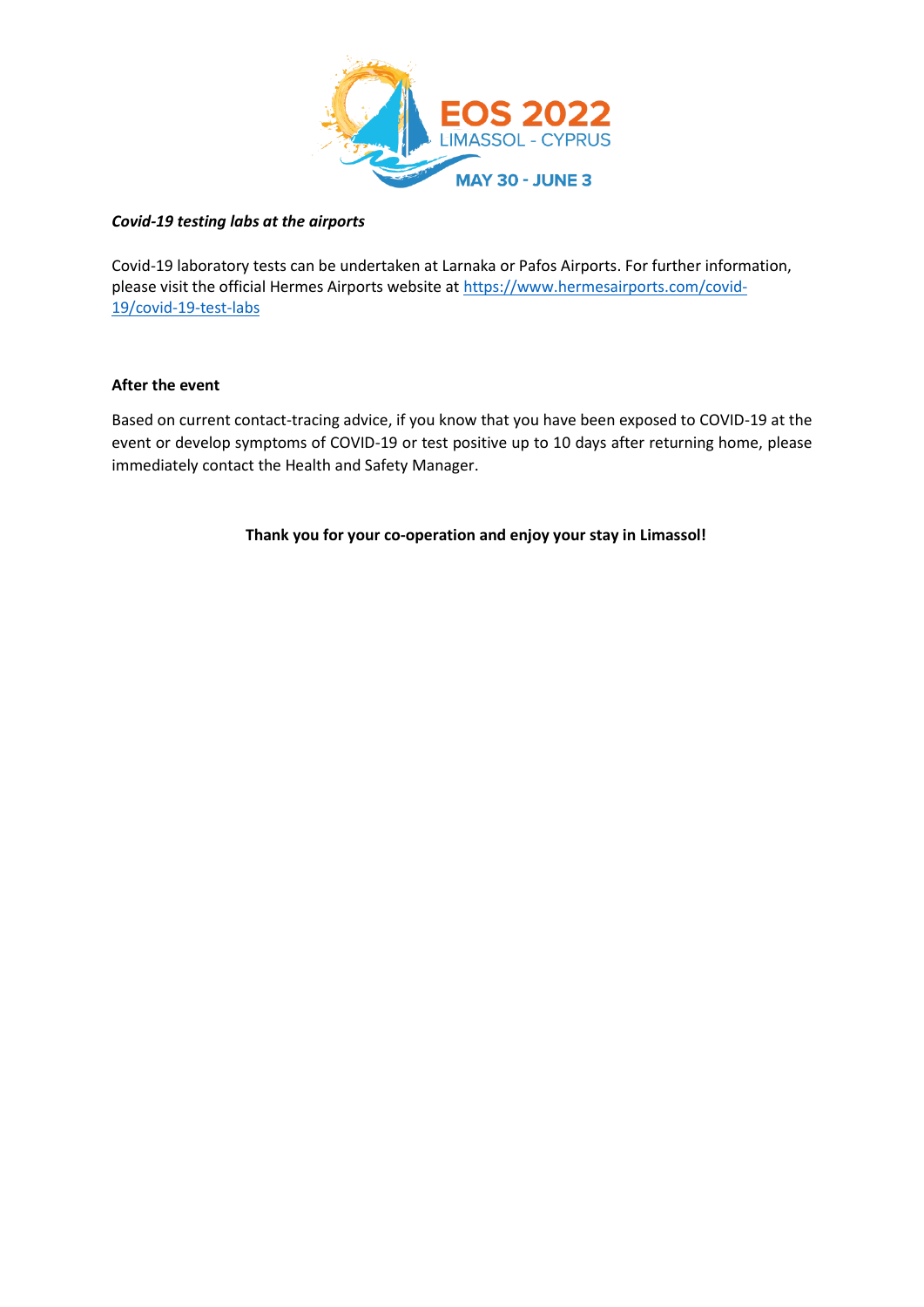***Covid-19 testing labs at the airports***

Covid-19 laboratory tests can be undertaken at Larnaka or Pafos Airports. For further information, please visit the official Hermes Airports website at [https://www.hermesairports.com/covid-19/covid-19-test-labs](https://www.hermesairports.com/covid-19/covid-19-test-labs)

**After the event**

Based on current contact-tracing advice, if you know that you have been exposed to COVID-19 at the event or develop symptoms of COVID-19 or test positive up to 10 days after returning home, please immediately contact the Health and Safety Manager.

**Thank you for your co-operation and enjoy your stay in Limassol!**